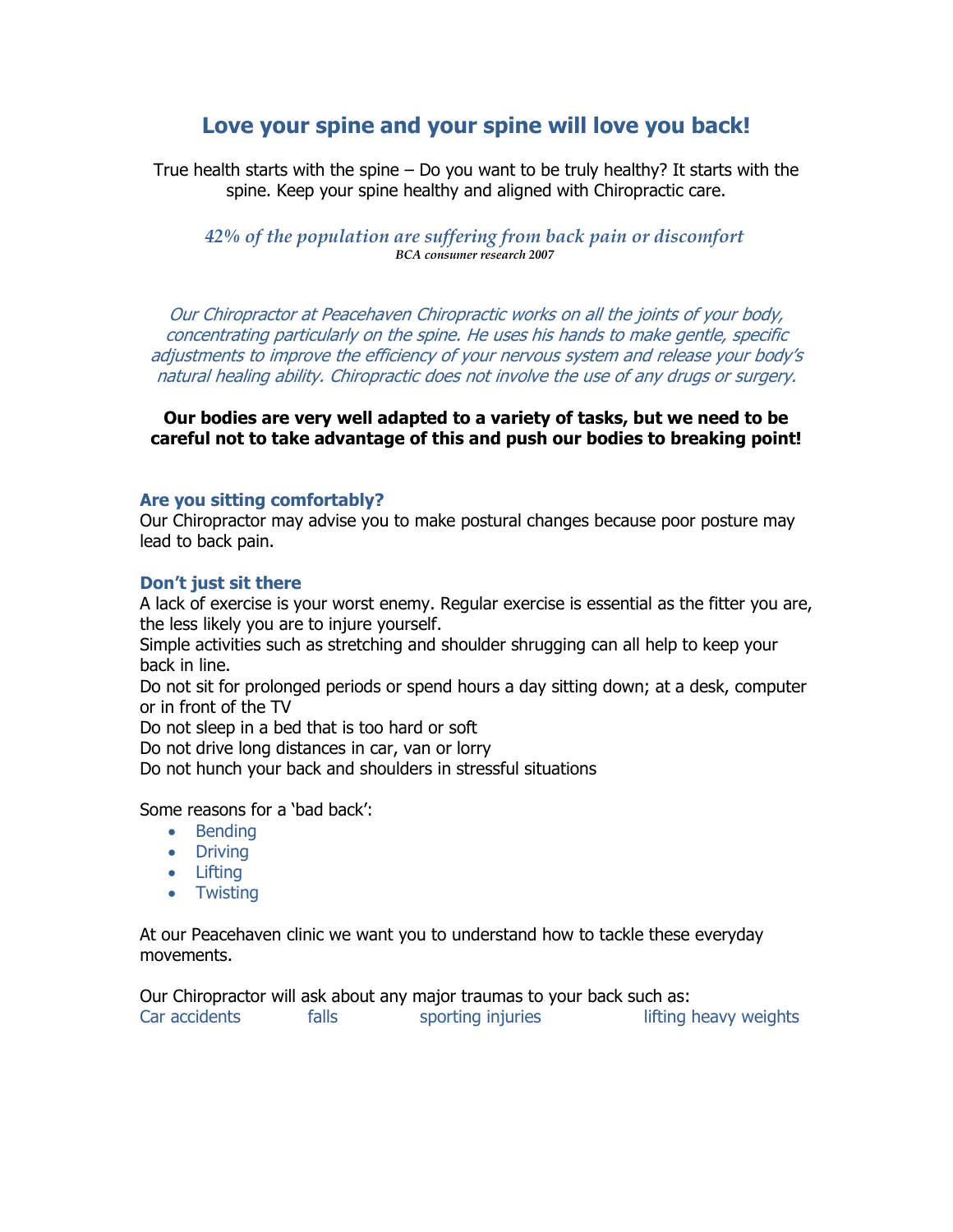# Love your spine and your spine will love you back!

True health starts with the spine – Do you want to be truly healthy? It starts with the spine. Keep your spine healthy and aligned with Chiropractic care.

*42% of the population are suffering from back pain or discomfort*
***BCA consumer research 2007***

*Our Chiropractor at Peacehaven Chiropractic works on all the joints of your body, concentrating particularly on the spine. He uses his hands to make gentle, specific adjustments to improve the efficiency of your nervous system and release your body's natural healing ability. Chiropractic does not involve the use of any drugs or surgery.*

**Our bodies are very well adapted to a variety of tasks, but we need to be careful not to take advantage of this and push our bodies to breaking point!**

### Are you sitting comfortably?

Our Chiropractor may advise you to make postural changes because poor posture may lead to back pain.

### Don't just sit there

A lack of exercise is your worst enemy. Regular exercise is essential as the fitter you are, the less likely you are to injure yourself.
Simple activities such as stretching and shoulder shrugging can all help to keep your back in line.
Do not sit for prolonged periods or spend hours a day sitting down; at a desk, computer or in front of the TV
Do not sleep in a bed that is too hard or soft
Do not drive long distances in car, van or lorry
Do not hunch your back and shoulders in stressful situations

Some reasons for a 'bad back':

- Bending
- Driving
- Lifting
- Twisting

At our Peacehaven clinic we want you to understand how to tackle these everyday movements.

Our Chiropractor will ask about any major traumas to your back such as:
Car accidents falls sporting injuries lifting heavy weights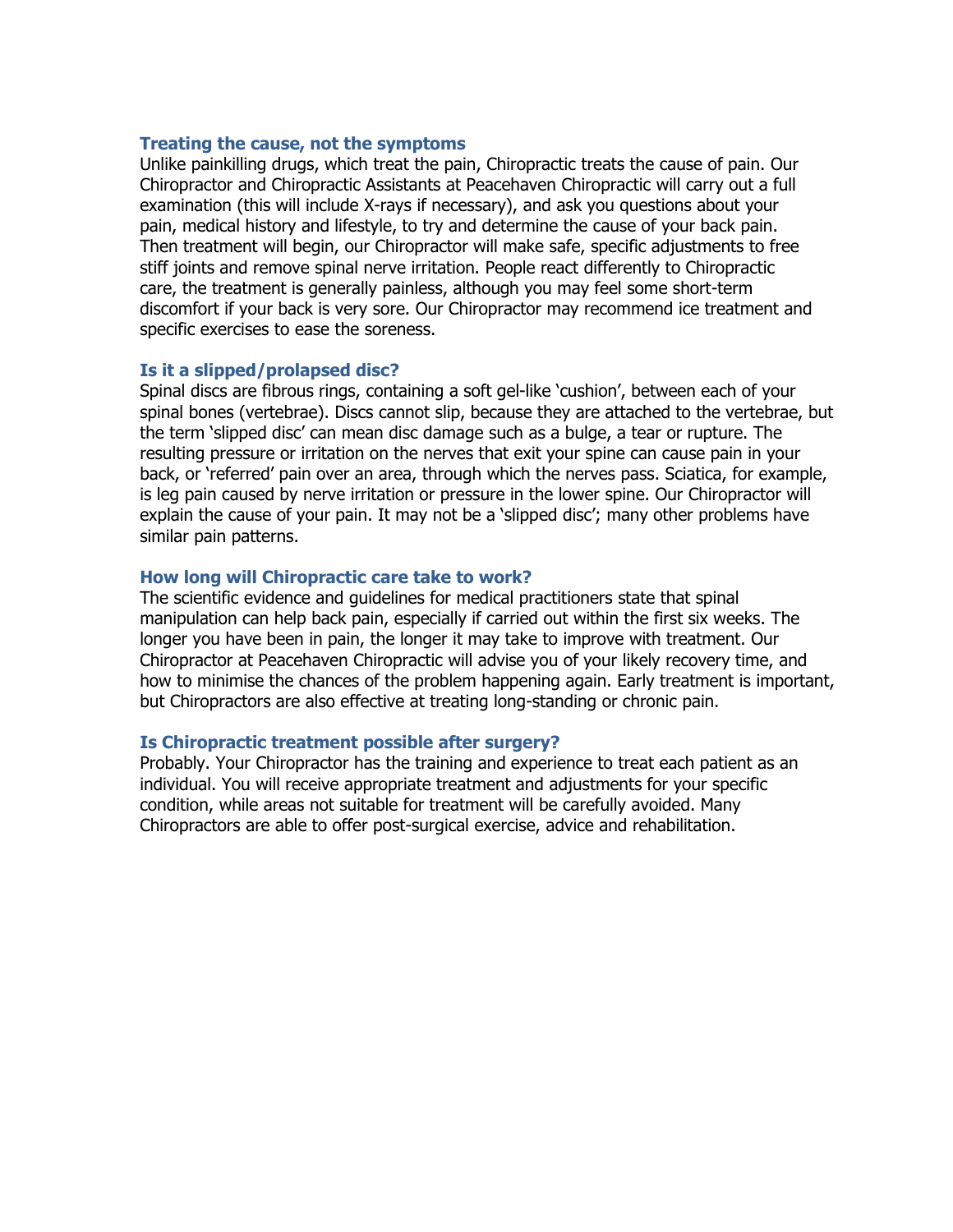### Treating the cause, not the symptoms

Unlike painkilling drugs, which treat the pain, Chiropractic treats the cause of pain. Our Chiropractor and Chiropractic Assistants at Peacehaven Chiropractic will carry out a full examination (this will include X-rays if necessary), and ask you questions about your pain, medical history and lifestyle, to try and determine the cause of your back pain. Then treatment will begin, our Chiropractor will make safe, specific adjustments to free stiff joints and remove spinal nerve irritation. People react differently to Chiropractic care, the treatment is generally painless, although you may feel some short-term discomfort if your back is very sore. Our Chiropractor may recommend ice treatment and specific exercises to ease the soreness.

### Is it a slipped/prolapsed disc?

Spinal discs are fibrous rings, containing a soft gel-like 'cushion', between each of your spinal bones (vertebrae). Discs cannot slip, because they are attached to the vertebrae, but the term 'slipped disc' can mean disc damage such as a bulge, a tear or rupture. The resulting pressure or irritation on the nerves that exit your spine can cause pain in your back, or 'referred' pain over an area, through which the nerves pass. Sciatica, for example, is leg pain caused by nerve irritation or pressure in the lower spine. Our Chiropractor will explain the cause of your pain. It may not be a 'slipped disc'; many other problems have similar pain patterns.

### How long will Chiropractic care take to work?

The scientific evidence and guidelines for medical practitioners state that spinal manipulation can help back pain, especially if carried out within the first six weeks. The longer you have been in pain, the longer it may take to improve with treatment. Our Chiropractor at Peacehaven Chiropractic will advise you of your likely recovery time, and how to minimise the chances of the problem happening again. Early treatment is important, but Chiropractors are also effective at treating long-standing or chronic pain.

### Is Chiropractic treatment possible after surgery?

Probably. Your Chiropractor has the training and experience to treat each patient as an individual. You will receive appropriate treatment and adjustments for your specific condition, while areas not suitable for treatment will be carefully avoided. Many Chiropractors are able to offer post-surgical exercise, advice and rehabilitation.